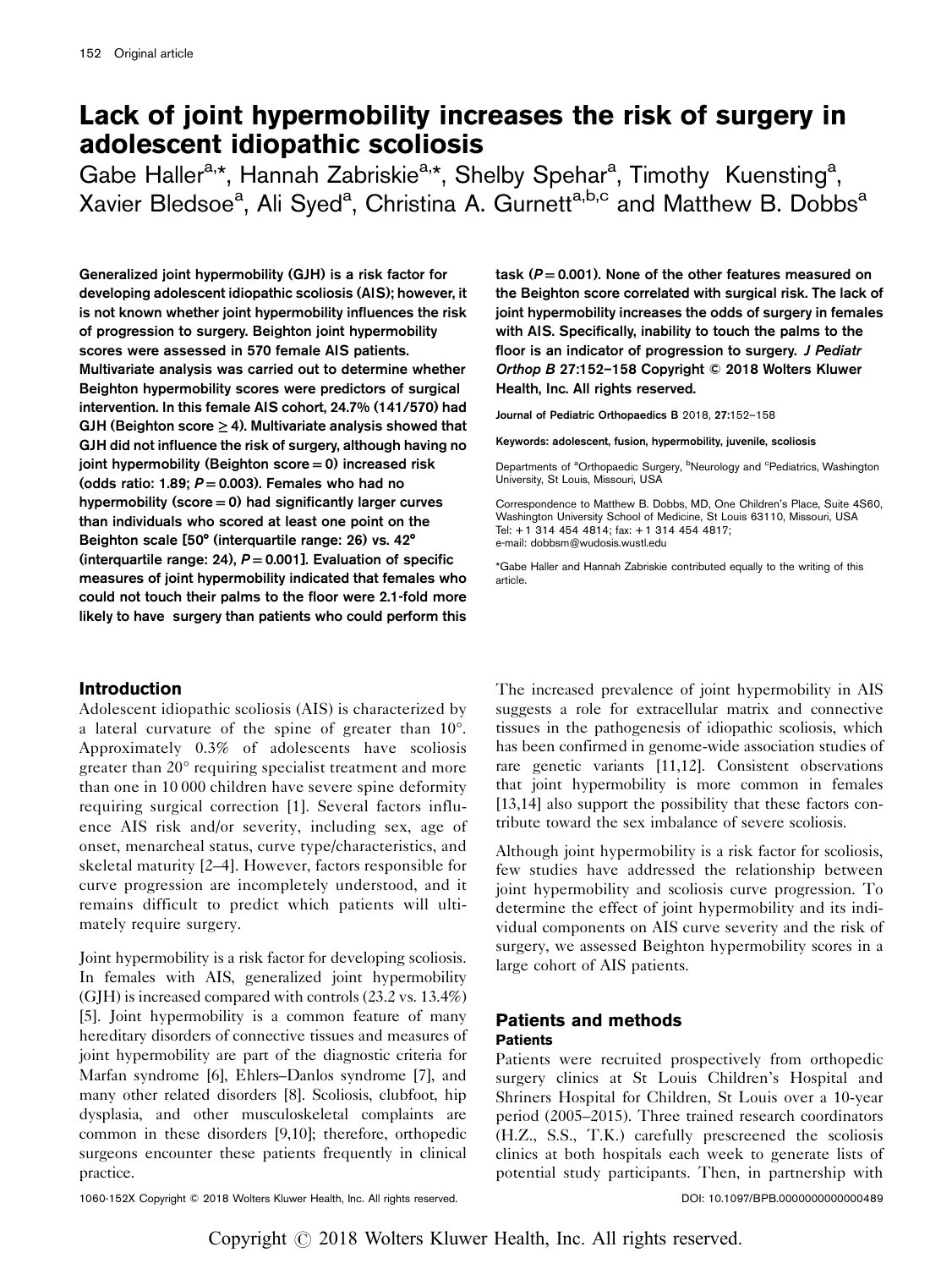# Lack of joint hypermobility increases the risk of surgery in adolescent idiopathic scoliosis

Gabe Haller[a,*], Hannah Zabriskie[a,*], Shelby Spehar[a], Timothy Kuensting[a], Xavier Bledsoe[a], Ali Syed[a], Christina A. Gurnett[a,b,c] and Matthew B. Dobbs[a]

**Generalized joint hypermobility (GJH) is a risk factor for developing adolescent idiopathic scoliosis (AIS); however, it is not known whether joint hypermobility influences the risk of progression to surgery. Beighton joint hypermobility scores were assessed in 570 female AIS patients. Multivariate analysis was carried out to determine whether Beighton hypermobility scores were predictors of surgical intervention. In this female AIS cohort, 24.7% (141/570) had GJH (Beighton score ≥ 4). Multivariate analysis showed that GJH did not influence the risk of surgery, although having no joint hypermobility (Beighton score = 0) increased risk (odds ratio: 1.89; $P = 0.003$). Females who had no hypermobility (score = 0) had significantly larger curves than individuals who scored at least one point on the Beighton scale [50° (interquartile range: 26) vs. 42° (interquartile range: 24), $P = 0.001$]. Evaluation of specific measures of joint hypermobility indicated that females who could not touch their palms to the floor were 2.1-fold more likely to have surgery than patients who could perform this task ($P = 0.001$). None of the other features measured on the Beighton score correlated with surgical risk. The lack of joint hypermobility increases the odds of surgery in females with AIS. Specifically, inability to touch the palms to the floor is an indicator of progression to surgery.** *J Pediatr Orthop B* **27:152–158 Copyright © 2018 Wolters Kluwer Health, Inc. All rights reserved.**

Journal of Pediatric Orthopaedics B 2018, 27:152–158

**Keywords:** adolescent, fusion, hypermobility, juvenile, scoliosis

Departments of [a]Orthopaedic Surgery, [b]Neurology and [c]Pediatrics, Washington University, St Louis, Missouri, USA

Correspondence to Matthew B. Dobbs, MD, One Children's Place, Suite 4S60, Washington University School of Medicine, St Louis 63110, Missouri, USA
Tel: +1 314 454 4814; fax: +1 314 454 4817;
e-mail: dobbsm@wudosis.wustl.edu

*Gabe Haller and Hannah Zabriskie contributed equally to the writing of this article.

## Introduction

Adolescent idiopathic scoliosis (AIS) is characterized by a lateral curvature of the spine of greater than 10°. Approximately 0.3% of adolescents have scoliosis greater than 20° requiring specialist treatment and more than one in 10 000 children have severe spine deformity requiring surgical correction [1]. Several factors influence AIS risk and/or severity, including sex, age of onset, menarcheal status, curve type/characteristics, and skeletal maturity [2–4]. However, factors responsible for curve progression are incompletely understood, and it remains difficult to predict which patients will ultimately require surgery.

Joint hypermobility is a risk factor for developing scoliosis. In females with AIS, generalized joint hypermobility (GJH) is increased compared with controls (23.2 vs. 13.4%) [5]. Joint hypermobility is a common feature of many hereditary disorders of connective tissues and measures of joint hypermobility are part of the diagnostic criteria for Marfan syndrome [6], Ehlers–Danlos syndrome [7], and many other related disorders [8]. Scoliosis, clubfoot, hip dysplasia, and other musculoskeletal complaints are common in these disorders [9,10]; therefore, orthopedic surgeons encounter these patients frequently in clinical practice.

The increased prevalence of joint hypermobility in AIS suggests a role for extracellular matrix and connective tissues in the pathogenesis of idiopathic scoliosis, which has been confirmed in genome-wide association studies of rare genetic variants [11,12]. Consistent observations that joint hypermobility is more common in females [13,14] also support the possibility that these factors contribute toward the sex imbalance of severe scoliosis.

Although joint hypermobility is a risk factor for scoliosis, few studies have addressed the relationship between joint hypermobility and scoliosis curve progression. To determine the effect of joint hypermobility and its individual components on AIS curve severity and the risk of surgery, we assessed Beighton hypermobility scores in a large cohort of AIS patients.

## Patients and methods

### Patients

Patients were recruited prospectively from orthopedic surgery clinics at St Louis Children's Hospital and Shriners Hospital for Children, St Louis over a 10-year period (2005–2015). Three trained research coordinators (H.Z., S.S., T.K.) carefully prescreened the scoliosis clinics at both hospitals each week to generate lists of potential study participants. Then, in partnership with

1060-152X Copyright © 2018 Wolters Kluwer Health, Inc. All rights reserved.

DOI: 10.1097/BPB.0000000000000489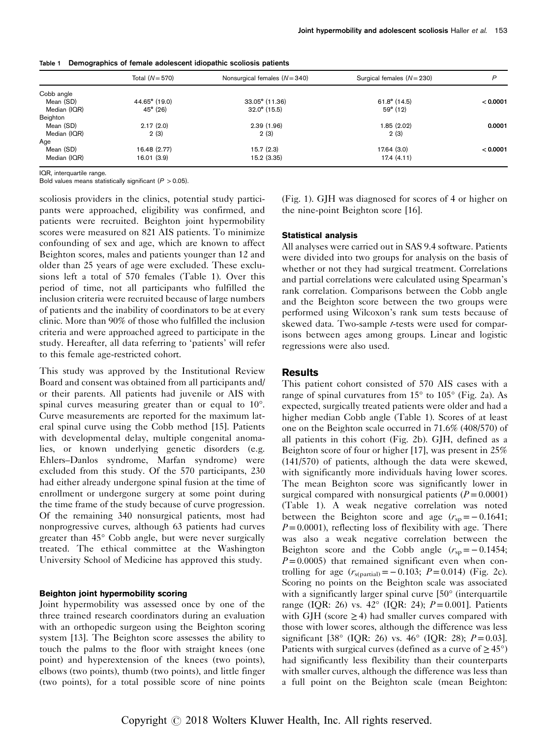**Table 1 Demographics of female adolescent idiopathic scoliosis patients**

| | Total ($N=570$) | Nonsurgical females ($N=340$) | Surgical females ($N=230$) | $P$ |
|---|---|---|---|---|
| Cobb angle | | | | |
| Mean (SD) | 44.65° (19.0) | 33.05° (11.36) | 61.8° (14.5) | **< 0.0001** |
| Median (IQR) | 45° (26) | 32.0° (15.5) | 59° (12) | |
| Beighton | | | | |
| Mean (SD) | 2.17 (2.0) | 2.39 (1.96) | 1.85 (2.02) | **0.0001** |
| Median (IQR) | 2 (3) | 2 (3) | 2 (3) | |
| Age | | | | |
| Mean (SD) | 16.48 (2.77) | 15.7 (2.3) | 17.64 (3.0) | **< 0.0001** |
| Median (IQR) | 16.01 (3.9) | 15.2 (3.35) | 17.4 (4.11) | |

IQR, interquartile range.
Bold values means statistically significant ($P > 0.05$).

scoliosis providers in the clinics, potential study participants were approached, eligibility was confirmed, and patients were recruited. Beighton joint hypermobility scores were measured on 821 AIS patients. To minimize confounding of sex and age, which are known to affect Beighton scores, males and patients younger than 12 and older than 25 years of age were excluded. These exclusions left a total of 570 females (Table 1). Over this period of time, not all participants who fulfilled the inclusion criteria were recruited because of large numbers of patients and the inability of coordinators to be at every clinic. More than 90% of those who fulfilled the inclusion criteria and were approached agreed to participate in the study. Hereafter, all data referring to 'patients' will refer to this female age-restricted cohort.

This study was approved by the Institutional Review Board and consent was obtained from all participants and/or their parents. All patients had juvenile or AIS with spinal curves measuring greater than or equal to 10°. Curve measurements are reported for the maximum lateral spinal curve using the Cobb method [15]. Patients with developmental delay, multiple congenital anomalies, or known underlying genetic disorders (e.g. Ehlers–Danlos syndrome, Marfan syndrome) were excluded from this study. Of the 570 participants, 230 had either already undergone spinal fusion at the time of enrollment or undergone surgery at some point during the time frame of the study because of curve progression. Of the remaining 340 nonsurgical patients, most had nonprogressive curves, although 63 patients had curves greater than 45° Cobb angle, but were never surgically treated. The ethical committee at the Washington University School of Medicine has approved this study.

### Beighton joint hypermobility scoring

Joint hypermobility was assessed once by one of the three trained research coordinators during an evaluation with an orthopedic surgeon using the Beighton scoring system [13]. The Beighton score assesses the ability to touch the palms to the floor with straight knees (one point) and hyperextension of the knees (two points), elbows (two points), thumb (two points), and little finger (two points), for a total possible score of nine points (Fig. 1). GJH was diagnosed for scores of 4 or higher on the nine-point Beighton score [16].

### Statistical analysis

All analyses were carried out in SAS 9.4 software. Patients were divided into two groups for analysis on the basis of whether or not they had surgical treatment. Correlations and partial correlations were calculated using Spearman's rank correlation. Comparisons between the Cobb angle and the Beighton score between the two groups were performed using Wilcoxon's rank sum tests because of skewed data. Two-sample $t$-tests were used for comparisons between ages among groups. Linear and logistic regressions were also used.

## Results

This patient cohort consisted of 570 AIS cases with a range of spinal curvatures from 15° to 105° (Fig. 2a). As expected, surgically treated patients were older and had a higher median Cobb angle (Table 1). Scores of at least one on the Beighton scale occurred in 71.6% (408/570) of all patients in this cohort (Fig. 2b). GJH, defined as a Beighton score of four or higher [17], was present in 25% (141/570) of patients, although the data were skewed, with significantly more individuals having lower scores. The mean Beighton score was significantly lower in surgical compared with nonsurgical patients ($P=0.0001$) (Table 1). A weak negative correlation was noted between the Beighton score and age ($r_{sp}=-0.1641$; $P=0.0001$), reflecting loss of flexibility with age. There was also a weak negative correlation between the Beighton score and the Cobb angle ($r_{sp}=-0.1454$; $P=0.0005$) that remained significant even when controlling for age ($r_{s(\text{partial})}=-0.103$; $P=0.014$) (Fig. 2c). Scoring no points on the Beighton scale was associated with a significantly larger spinal curve [50° (interquartile range (IQR): 26) vs. 42° (IQR: 24); $P=0.001$]. Patients with GJH (score $\geq 4$) had smaller curves compared with those with lower scores, although the difference was less significant [38° (IQR: 26) vs. 46° (IQR: 28); $P=0.03$]. Patients with surgical curves (defined as a curve of $\geq 45°$) had significantly less flexibility than their counterparts with smaller curves, although the difference was less than a full point on the Beighton scale (mean Beighton: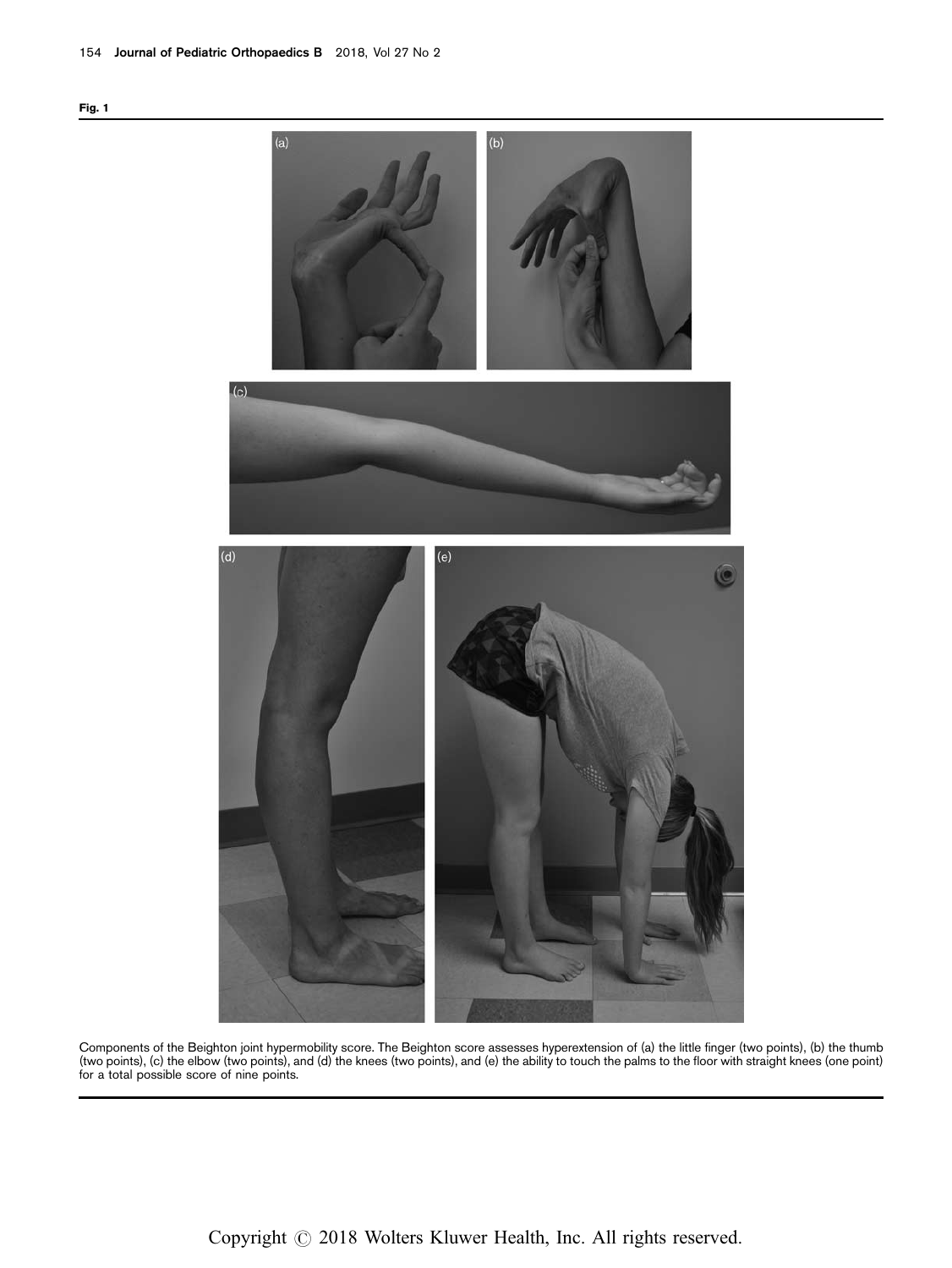**Fig. 1**

Components of the Beighton joint hypermobility score. The Beighton score assesses hyperextension of (a) the little finger (two points), (b) the thumb (two points), (c) the elbow (two points), and (d) the knees (two points), and (e) the ability to touch the palms to the floor with straight knees (one point) for a total possible score of nine points.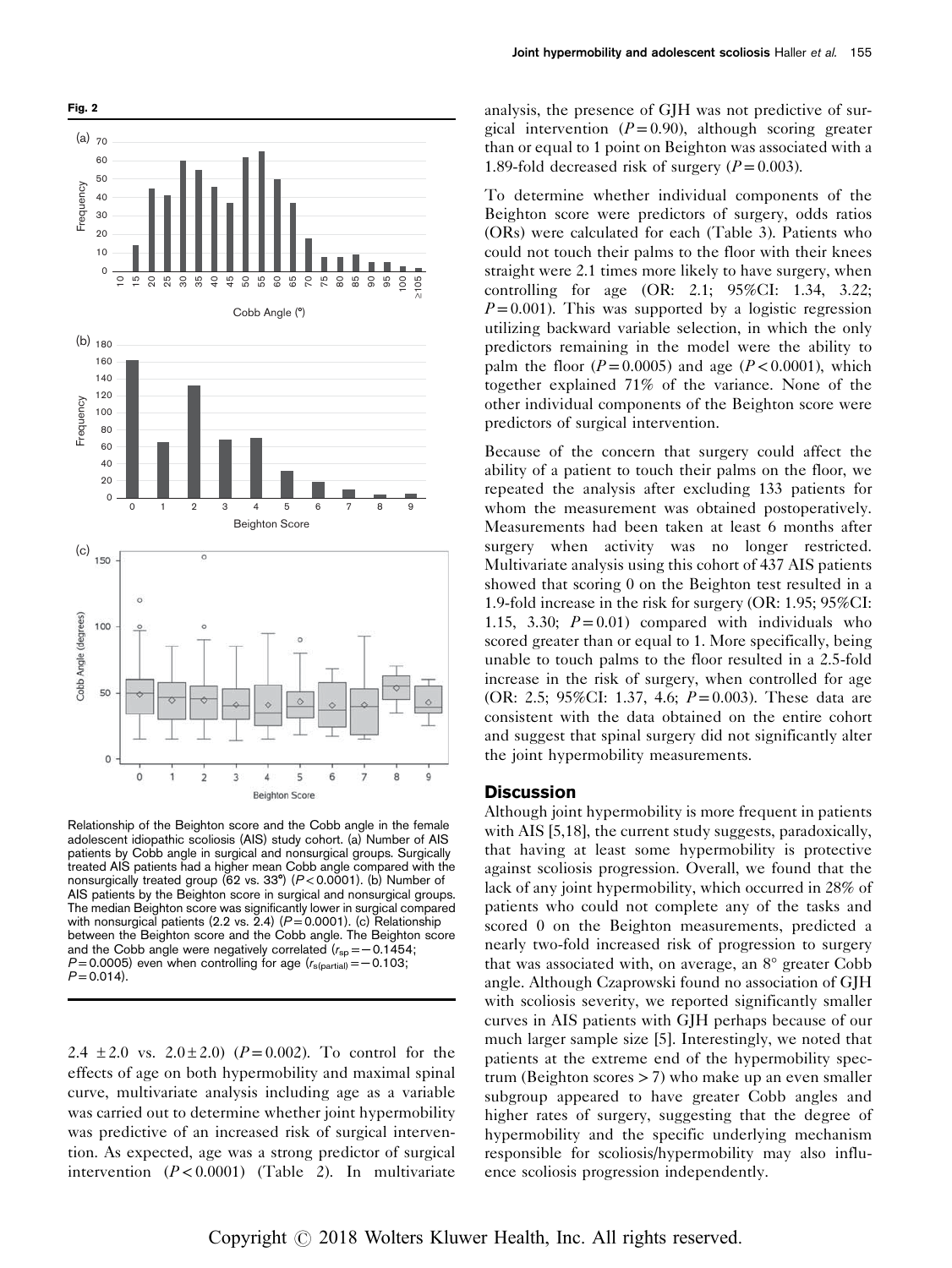**Fig. 2**

Relationship of the Beighton score and the Cobb angle in the female adolescent idiopathic scoliosis (AIS) study cohort. (a) Number of AIS patients by Cobb angle in surgical and nonsurgical groups. Surgically treated AIS patients had a higher mean Cobb angle compared with the nonsurgically treated group (62 vs. 33°) ($P < 0.0001$). (b) Number of AIS patients by the Beighton score in surgical and nonsurgical groups. The median Beighton score was significantly lower in surgical compared with nonsurgical patients (2.2 vs. 2.4) ($P = 0.0001$). (c) Relationship between the Beighton score and the Cobb angle. The Beighton score and the Cobb angle were negatively correlated ($r_{sp} = -0.1454$; $P = 0.0005$) even when controlling for age ($r_{s(partial)} = -0.103$; $P = 0.014$).

2.4 ±2.0 vs. 2.0±2.0) ($P = 0.002$). To control for the effects of age on both hypermobility and maximal spinal curve, multivariate analysis including age as a variable was carried out to determine whether joint hypermobility was predictive of an increased risk of surgical intervention. As expected, age was a strong predictor of surgical intervention ($P < 0.0001$) (Table 2). In multivariate analysis, the presence of GJH was not predictive of surgical intervention ($P = 0.90$), although scoring greater than or equal to 1 point on Beighton was associated with a 1.89-fold decreased risk of surgery ($P = 0.003$).

To determine whether individual components of the Beighton score were predictors of surgery, odds ratios (ORs) were calculated for each (Table 3). Patients who could not touch their palms to the floor with their knees straight were 2.1 times more likely to have surgery, when controlling for age (OR: 2.1; 95%CI: 1.34, 3.22; $P = 0.001$). This was supported by a logistic regression utilizing backward variable selection, in which the only predictors remaining in the model were the ability to palm the floor ($P = 0.0005$) and age ($P < 0.0001$), which together explained 71% of the variance. None of the other individual components of the Beighton score were predictors of surgical intervention.

Because of the concern that surgery could affect the ability of a patient to touch their palms on the floor, we repeated the analysis after excluding 133 patients for whom the measurement was obtained postoperatively. Measurements had been taken at least 6 months after surgery when activity was no longer restricted. Multivariate analysis using this cohort of 437 AIS patients showed that scoring 0 on the Beighton test resulted in a 1.9-fold increase in the risk for surgery (OR: 1.95; 95%CI: 1.15, 3.30; $P = 0.01$) compared with individuals who scored greater than or equal to 1. More specifically, being unable to touch palms to the floor resulted in a 2.5-fold increase in the risk of surgery, when controlled for age (OR: 2.5; 95%CI: 1.37, 4.6; $P = 0.003$). These data are consistent with the data obtained on the entire cohort and suggest that spinal surgery did not significantly alter the joint hypermobility measurements.

## Discussion

Although joint hypermobility is more frequent in patients with AIS [5,18], the current study suggests, paradoxically, that having at least some hypermobility is protective against scoliosis progression. Overall, we found that the lack of any joint hypermobility, which occurred in 28% of patients who could not complete any of the tasks and scored 0 on the Beighton measurements, predicted a nearly two-fold increased risk of progression to surgery that was associated with, on average, an 8° greater Cobb angle. Although Czaprowski found no association of GJH with scoliosis severity, we reported significantly smaller curves in AIS patients with GJH perhaps because of our much larger sample size [5]. Interestingly, we noted that patients at the extreme end of the hypermobility spectrum (Beighton scores > 7) who make up an even smaller subgroup appeared to have greater Cobb angles and higher rates of surgery, suggesting that the degree of hypermobility and the specific underlying mechanism responsible for scoliosis/hypermobility may also influence scoliosis progression independently.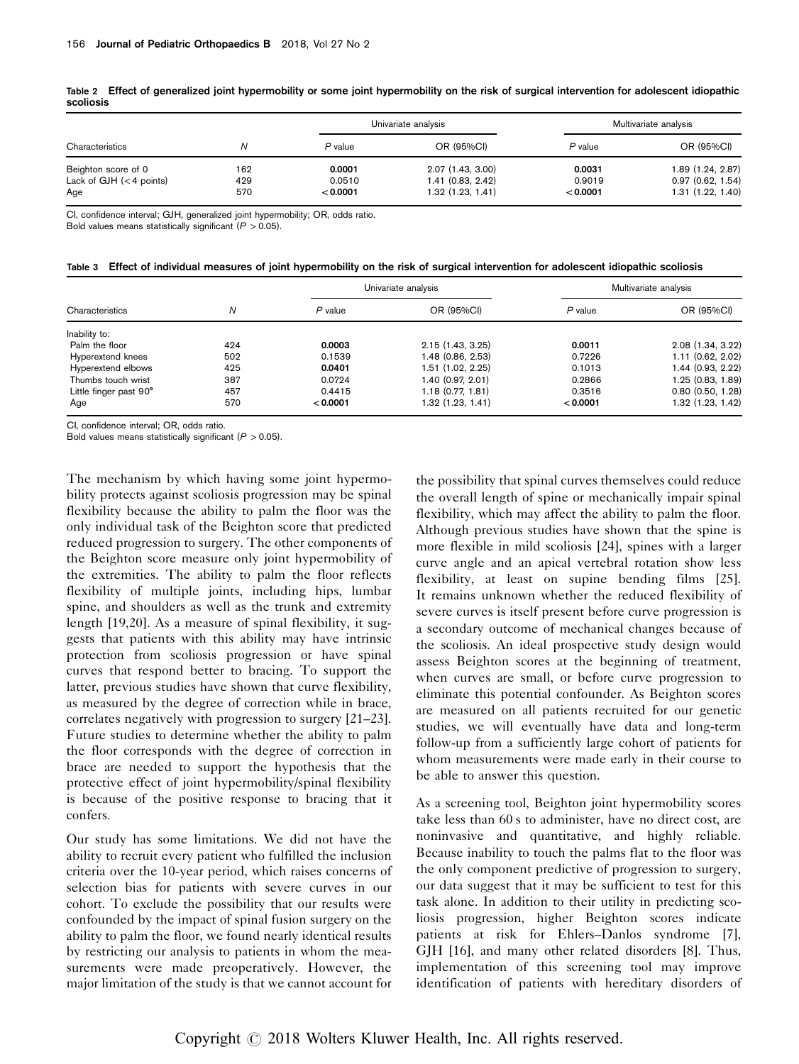**Table 2 Effect of generalized joint hypermobility or some joint hypermobility on the risk of surgical intervention for adolescent idiopathic scoliosis**

| Characteristics | N | Univariate analysis | | Multivariate analysis | |
|---|---|---|---|---|---|
| | | P value | OR (95%CI) | P value | OR (95%CI) |
| Beighton score of 0 | 162 | **0.0001** | 2.07 (1.43, 3.00) | **0.0031** | 1.89 (1.24, 2.87) |
| Lack of GJH (< 4 points) | 429 | 0.0510 | 1.41 (0.83, 2.42) | 0.9019 | 0.97 (0.62, 1.54) |
| Age | 570 | **< 0.0001** | 1.32 (1.23, 1.41) | **< 0.0001** | 1.31 (1.22, 1.40) |

CI, confidence interval; GJH, generalized joint hypermobility; OR, odds ratio.
Bold values means statistically significant ($P > 0.05$).

**Table 3 Effect of individual measures of joint hypermobility on the risk of surgical intervention for adolescent idiopathic scoliosis**

| Characteristics | N | Univariate analysis | | Multivariate analysis | |
|---|---|---|---|---|---|
| | | P value | OR (95%CI) | P value | OR (95%CI) |
| Inability to: | | | | | |
| Palm the floor | 424 | **0.0003** | 2.15 (1.43, 3.25) | **0.0011** | 2.08 (1.34, 3.22) |
| Hyperextend knees | 502 | 0.1539 | 1.48 (0.86, 2.53) | 0.7226 | 1.11 (0.62, 2.02) |
| Hyperextend elbows | 425 | **0.0401** | 1.51 (1.02, 2.25) | 0.1013 | 1.44 (0.93, 2.22) |
| Thumbs touch wrist | 387 | 0.0724 | 1.40 (0.97, 2.01) | 0.2866 | 1.25 (0.83, 1.89) |
| Little finger past 90° | 457 | 0.4415 | 1.18 (0.77, 1.81) | 0.3516 | 0.80 (0.50, 1.28) |
| Age | 570 | **< 0.0001** | 1.32 (1.23, 1.41) | **< 0.0001** | 1.32 (1.23, 1.42) |

CI, confidence interval; OR, odds ratio.
Bold values means statistically significant ($P > 0.05$).

The mechanism by which having some joint hypermobility protects against scoliosis progression may be spinal flexibility because the ability to palm the floor was the only individual task of the Beighton score that predicted reduced progression to surgery. The other components of the Beighton score measure only joint hypermobility of the extremities. The ability to palm the floor reflects flexibility of multiple joints, including hips, lumbar spine, and shoulders as well as the trunk and extremity length [19,20]. As a measure of spinal flexibility, it suggests that patients with this ability may have intrinsic protection from scoliosis progression or have spinal curves that respond better to bracing. To support the latter, previous studies have shown that curve flexibility, as measured by the degree of correction while in brace, correlates negatively with progression to surgery [21–23]. Future studies to determine whether the ability to palm the floor corresponds with the degree of correction in brace are needed to support the hypothesis that the protective effect of joint hypermobility/spinal flexibility is because of the positive response to bracing that it confers.

Our study has some limitations. We did not have the ability to recruit every patient who fulfilled the inclusion criteria over the 10-year period, which raises concerns of selection bias for patients with severe curves in our cohort. To exclude the possibility that our results were confounded by the impact of spinal fusion surgery on the ability to palm the floor, we found nearly identical results by restricting our analysis to patients in whom the measurements were made preoperatively. However, the major limitation of the study is that we cannot account for the possibility that spinal curves themselves could reduce the overall length of spine or mechanically impair spinal flexibility, which may affect the ability to palm the floor. Although previous studies have shown that the spine is more flexible in mild scoliosis [24], spines with a larger curve angle and an apical vertebral rotation show less flexibility, at least on supine bending films [25]. It remains unknown whether the reduced flexibility of severe curves is itself present before curve progression is a secondary outcome of mechanical changes because of the scoliosis. An ideal prospective study design would assess Beighton scores at the beginning of treatment, when curves are small, or before curve progression to eliminate this potential confounder. As Beighton scores are measured on all patients recruited for our genetic studies, we will eventually have data and long-term follow-up from a sufficiently large cohort of patients for whom measurements were made early in their course to be able to answer this question.

As a screening tool, Beighton joint hypermobility scores take less than 60 s to administer, have no direct cost, are noninvasive and quantitative, and highly reliable. Because inability to touch the palms flat to the floor was the only component predictive of progression to surgery, our data suggest that it may be sufficient to test for this task alone. In addition to their utility in predicting scoliosis progression, higher Beighton scores indicate patients at risk for Ehlers–Danlos syndrome [7], GJH [16], and many other related disorders [8]. Thus, implementation of this screening tool may improve identification of patients with hereditary disorders of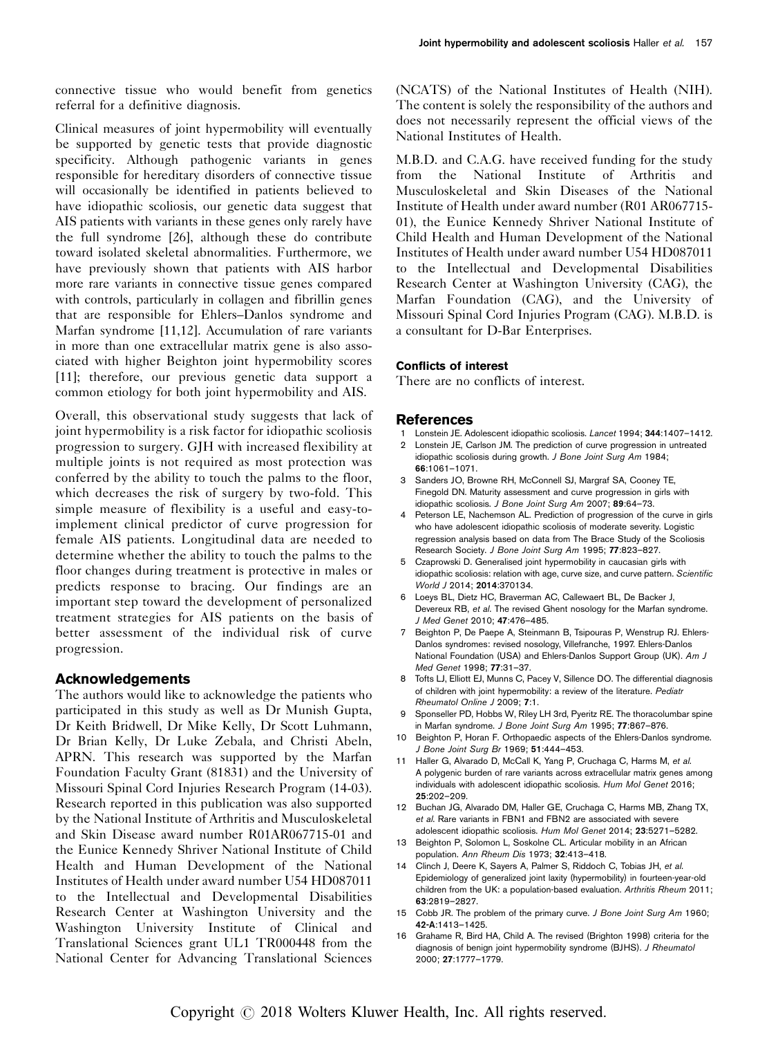connective tissue who would benefit from genetics referral for a definitive diagnosis.

Clinical measures of joint hypermobility will eventually be supported by genetic tests that provide diagnostic specificity. Although pathogenic variants in genes responsible for hereditary disorders of connective tissue will occasionally be identified in patients believed to have idiopathic scoliosis, our genetic data suggest that AIS patients with variants in these genes only rarely have the full syndrome [26], although these do contribute toward isolated skeletal abnormalities. Furthermore, we have previously shown that patients with AIS harbor more rare variants in connective tissue genes compared with controls, particularly in collagen and fibrillin genes that are responsible for Ehlers–Danlos syndrome and Marfan syndrome [11,12]. Accumulation of rare variants in more than one extracellular matrix gene is also associated with higher Beighton joint hypermobility scores [11]; therefore, our previous genetic data support a common etiology for both joint hypermobility and AIS.

Overall, this observational study suggests that lack of joint hypermobility is a risk factor for idiopathic scoliosis progression to surgery. GJH with increased flexibility at multiple joints is not required as most protection was conferred by the ability to touch the palms to the floor, which decreases the risk of surgery by two-fold. This simple measure of flexibility is a useful and easy-to-implement clinical predictor of curve progression for female AIS patients. Longitudinal data are needed to determine whether the ability to touch the palms to the floor changes during treatment is protective in males or predicts response to bracing. Our findings are an important step toward the development of personalized treatment strategies for AIS patients on the basis of better assessment of the individual risk of curve progression.

## Acknowledgements

The authors would like to acknowledge the patients who participated in this study as well as Dr Munish Gupta, Dr Keith Bridwell, Dr Mike Kelly, Dr Scott Luhmann, Dr Brian Kelly, Dr Luke Zebala, and Christi Abeln, APRN. This research was supported by the Marfan Foundation Faculty Grant (81831) and the University of Missouri Spinal Cord Injuries Research Program (14-03). Research reported in this publication was also supported by the National Institute of Arthritis and Musculoskeletal and Skin Disease award number R01AR067715-01 and the Eunice Kennedy Shriver National Institute of Child Health and Human Development of the National Institutes of Health under award number U54 HD087011 to the Intellectual and Developmental Disabilities Research Center at Washington University and the Washington University Institute of Clinical and Translational Sciences grant UL1 TR000448 from the National Center for Advancing Translational Sciences (NCATS) of the National Institutes of Health (NIH). The content is solely the responsibility of the authors and does not necessarily represent the official views of the National Institutes of Health.

M.B.D. and C.A.G. have received funding for the study from the National Institute of Arthritis and Musculoskeletal and Skin Diseases of the National Institute of Health under award number (R01 AR067715-01), the Eunice Kennedy Shriver National Institute of Child Health and Human Development of the National Institutes of Health under award number U54 HD087011 to the Intellectual and Developmental Disabilities Research Center at Washington University (CAG), the Marfan Foundation (CAG), and the University of Missouri Spinal Cord Injuries Program (CAG). M.B.D. is a consultant for D-Bar Enterprises.

### Conflicts of interest

There are no conflicts of interest.

## References

1. Lonstein JE. Adolescent idiopathic scoliosis. *Lancet* 1994; **344**:1407–1412.
2. Lonstein JE, Carlson JM. The prediction of curve progression in untreated idiopathic scoliosis during growth. *J Bone Joint Surg Am* 1984; **66**:1061–1071.
3. Sanders JO, Browne RH, McConnell SJ, Margraf SA, Cooney TE, Finegold DN. Maturity assessment and curve progression in girls with idiopathic scoliosis. *J Bone Joint Surg Am* 2007; **89**:64–73.
4. Peterson LE, Nachemson AL. Prediction of progression of the curve in girls who have adolescent idiopathic scoliosis of moderate severity. Logistic regression analysis based on data from The Brace Study of the Scoliosis Research Society. *J Bone Joint Surg Am* 1995; **77**:823–827.
5. Czaprowski D. Generalised joint hypermobility in caucasian girls with idiopathic scoliosis: relation with age, curve size, and curve pattern. *Scientific World J* 2014; **2014**:370134.
6. Loeys BL, Dietz HC, Braverman AC, Callewaert BL, De Backer J, Devereux RB, *et al.* The revised Ghent nosology for the Marfan syndrome. *J Med Genet* 2010; **47**:476–485.
7. Beighton P, De Paepe A, Steinmann B, Tsipouras P, Wenstrup RJ. Ehlers-Danlos syndromes: revised nosology, Villefranche, 1997. Ehlers-Danlos National Foundation (USA) and Ehlers-Danlos Support Group (UK). *Am J Med Genet* 1998; **77**:31–37.
8. Tofts LJ, Elliott EJ, Munns C, Pacey V, Sillence DO. The differential diagnosis of children with joint hypermobility: a review of the literature. *Pediatr Rheumatol Online J* 2009; **7**:1.
9. Sponseller PD, Hobbs W, Riley LH 3rd, Pyeritz RE. The thoracolumbar spine in Marfan syndrome. *J Bone Joint Surg Am* 1995; **77**:867–876.
10. Beighton P, Horan F. Orthopaedic aspects of the Ehlers-Danlos syndrome. *J Bone Joint Surg Br* 1969; **51**:444–453.
11. Haller G, Alvarado D, McCall K, Yang P, Cruchaga C, Harms M, *et al.* A polygenic burden of rare variants across extracellular matrix genes among individuals with adolescent idiopathic scoliosis. *Hum Mol Genet* 2016; **25**:202–209.
12. Buchan JG, Alvarado DM, Haller GE, Cruchaga C, Harms MB, Zhang TX, *et al.* Rare variants in FBN1 and FBN2 are associated with severe adolescent idiopathic scoliosis. *Hum Mol Genet* 2014; **23**:5271–5282.
13. Beighton P, Solomon L, Soskolne CL. Articular mobility in an African population. *Ann Rheum Dis* 1973; **32**:413–418.
14. Clinch J, Deere K, Sayers A, Palmer S, Riddoch C, Tobias JH, *et al.* Epidemiology of generalized joint laxity (hypermobility) in fourteen-year-old children from the UK: a population-based evaluation. *Arthritis Rheum* 2011; **63**:2819–2827.
15. Cobb JR. The problem of the primary curve. *J Bone Joint Surg Am* 1960; **42-A**:1413–1425.
16. Grahame R, Bird HA, Child A. The revised (Brighton 1998) criteria for the diagnosis of benign joint hypermobility syndrome (BJHS). *J Rheumatol* 2000; **27**:1777–1779.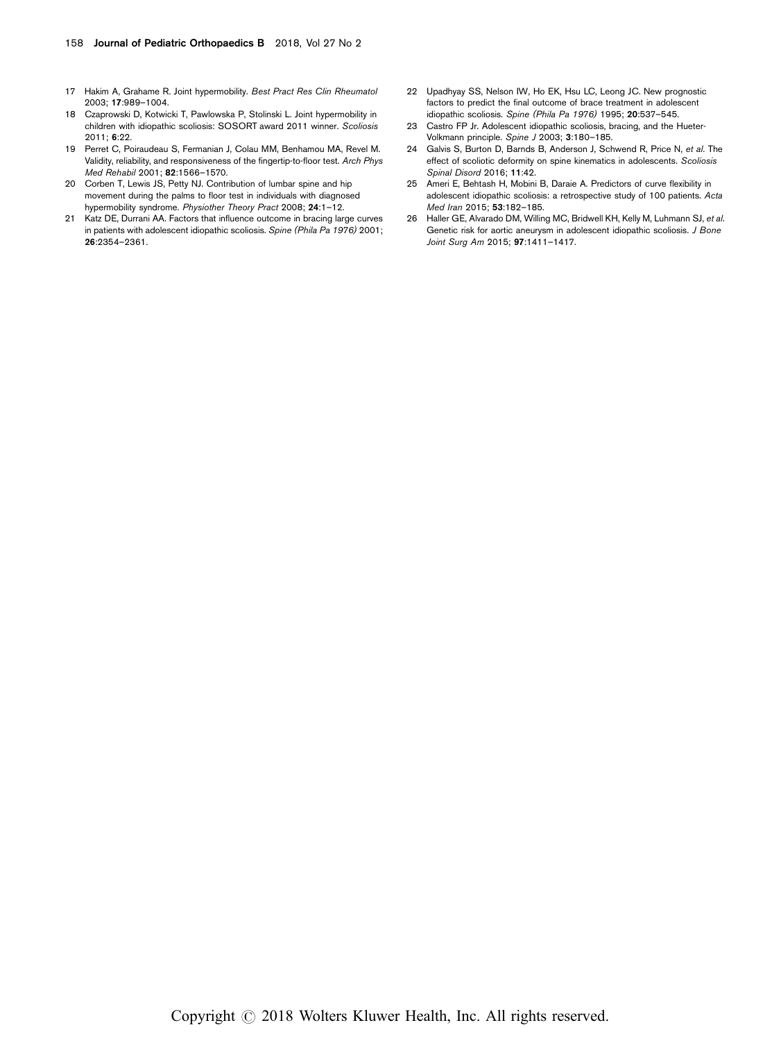17 Hakim A, Grahame R. Joint hypermobility. *Best Pract Res Clin Rheumatol* 2003; **17**:989–1004.

18 Czaprowski D, Kotwicki T, Pawlowska P, Stolinski L. Joint hypermobility in children with idiopathic scoliosis: SOSORT award 2011 winner. *Scoliosis* 2011; **6**:22.

19 Perret C, Poiraudeau S, Fermanian J, Colau MM, Benhamou MA, Revel M. Validity, reliability, and responsiveness of the fingertip-to-floor test. *Arch Phys Med Rehabil* 2001; **82**:1566–1570.

20 Corben T, Lewis JS, Petty NJ. Contribution of lumbar spine and hip movement during the palms to floor test in individuals with diagnosed hypermobility syndrome. *Physiother Theory Pract* 2008; **24**:1–12.

21 Katz DE, Durrani AA. Factors that influence outcome in bracing large curves in patients with adolescent idiopathic scoliosis. *Spine (Phila Pa 1976)* 2001; **26**:2354–2361.

22 Upadhyay SS, Nelson IW, Ho EK, Hsu LC, Leong JC. New prognostic factors to predict the final outcome of brace treatment in adolescent idiopathic scoliosis. *Spine (Phila Pa 1976)* 1995; **20**:537–545.

23 Castro FP Jr. Adolescent idiopathic scoliosis, bracing, and the Hueter-Volkmann principle. *Spine J* 2003; **3**:180–185.

24 Galvis S, Burton D, Barnds B, Anderson J, Schwend R, Price N, *et al*. The effect of scoliotic deformity on spine kinematics in adolescents. *Scoliosis Spinal Disord* 2016; **11**:42.

25 Ameri E, Behtash H, Mobini B, Daraie A. Predictors of curve flexibility in adolescent idiopathic scoliosis: a retrospective study of 100 patients. *Acta Med Iran* 2015; **53**:182–185.

26 Haller GE, Alvarado DM, Willing MC, Bridwell KH, Kelly M, Luhmann SJ, *et al*. Genetic risk for aortic aneurysm in adolescent idiopathic scoliosis. *J Bone Joint Surg Am* 2015; **97**:1411–1417.